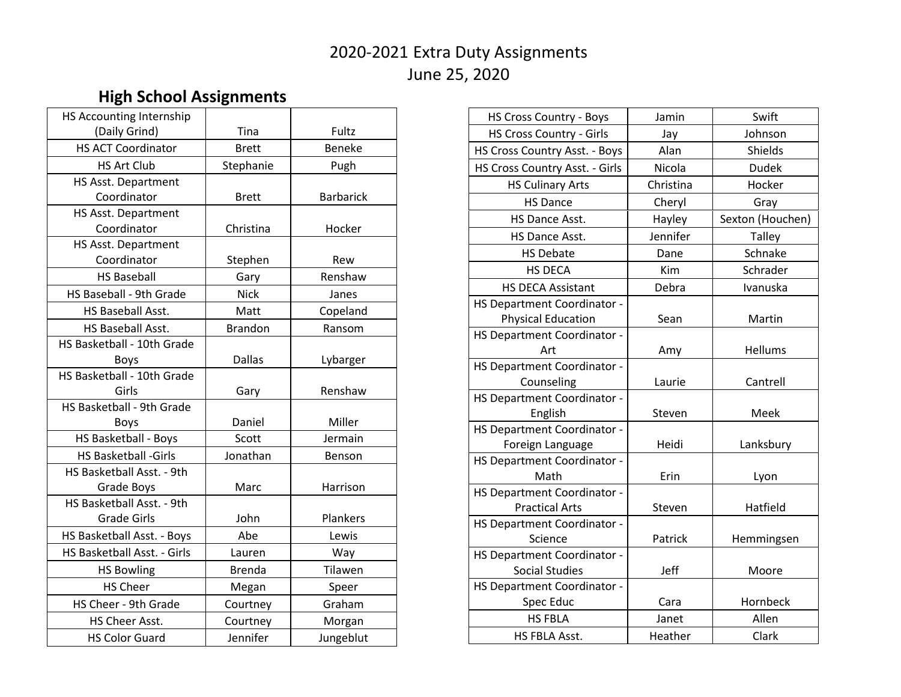# 2020-2021 Extra Duty Assignments

June 25, 2020

## High School Assignments

| Assignment | First Name | Last Name |
|---|---|---|
| HS Accounting Internship (Daily Grind) | Tina | Fultz |
| HS ACT Coordinator | Brett | Beneke |
| HS Art Club | Stephanie | Pugh |
| HS Asst. Department Coordinator | Brett | Barbarick |
| HS Asst. Department Coordinator | Christina | Hocker |
| HS Asst. Department Coordinator | Stephen | Rew |
| HS Baseball | Gary | Renshaw |
| HS Baseball - 9th Grade | Nick | Janes |
| HS Baseball Asst. | Matt | Copeland |
| HS Baseball Asst. | Brandon | Ransom |
| HS Basketball - 10th Grade Boys | Dallas | Lybarger |
| HS Basketball - 10th Grade Girls | Gary | Renshaw |
| HS Basketball - 9th Grade Boys | Daniel | Miller |
| HS Basketball - Boys | Scott | Jermain |
| HS Basketball -Girls | Jonathan | Benson |
| HS Basketball Asst. - 9th Grade Boys | Marc | Harrison |
| HS Basketball Asst. - 9th Grade Girls | John | Plankers |
| HS Basketball Asst. - Boys | Abe | Lewis |
| HS Basketball Asst. - Girls | Lauren | Way |
| HS Bowling | Brenda | Tilawen |
| HS Cheer | Megan | Speer |
| HS Cheer - 9th Grade | Courtney | Graham |
| HS Cheer Asst. | Courtney | Morgan |
| HS Color Guard | Jennifer | Jungeblut |
| HS Cross Country - Boys | Jamin | Swift |
| HS Cross Country - Girls | Jay | Johnson |
| HS Cross Country Asst. - Boys | Alan | Shields |
| HS Cross Country Asst. - Girls | Nicola | Dudek |
| HS Culinary Arts | Christina | Hocker |
| HS Dance | Cheryl | Gray |
| HS Dance Asst. | Hayley | Sexton (Houchen) |
| HS Dance Asst. | Jennifer | Talley |
| HS Debate | Dane | Schnake |
| HS DECA | Kim | Schrader |
| HS DECA Assistant | Debra | Ivanuska |
| HS Department Coordinator - Physical Education | Sean | Martin |
| HS Department Coordinator - Art | Amy | Hellums |
| HS Department Coordinator - Counseling | Laurie | Cantrell |
| HS Department Coordinator - English | Steven | Meek |
| HS Department Coordinator - Foreign Language | Heidi | Lanksbury |
| HS Department Coordinator - Math | Erin | Lyon |
| HS Department Coordinator - Practical Arts | Steven | Hatfield |
| HS Department Coordinator - Science | Patrick | Hemmingsen |
| HS Department Coordinator - Social Studies | Jeff | Moore |
| HS Department Coordinator - Spec Educ | Cara | Hornbeck |
| HS FBLA | Janet | Allen |
| HS FBLA Asst. | Heather | Clark |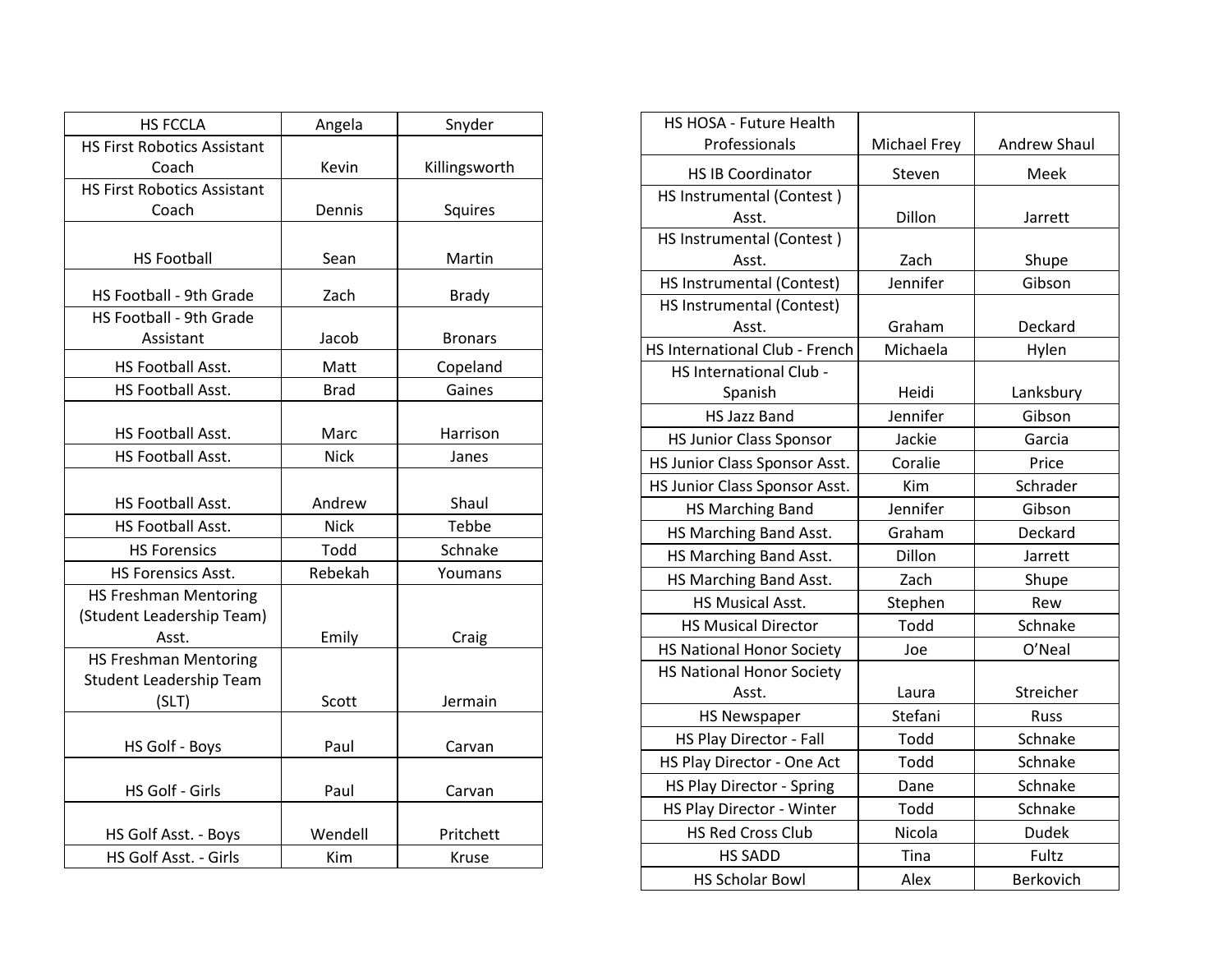| | | |
|---|---|---|
| HS FCCLA | Angela | Snyder |
| HS First Robotics Assistant Coach | Kevin | Killingsworth |
| HS First Robotics Assistant Coach | Dennis | Squires |
| HS Football | Sean | Martin |
| HS Football - 9th Grade | Zach | Brady |
| HS Football - 9th Grade Assistant | Jacob | Bronars |
| HS Football Asst. | Matt | Copeland |
| HS Football Asst. | Brad | Gaines |
| HS Football Asst. | Marc | Harrison |
| HS Football Asst. | Nick | Janes |
| HS Football Asst. | Andrew | Shaul |
| HS Football Asst. | Nick | Tebbe |
| HS Forensics | Todd | Schnake |
| HS Forensics Asst. | Rebekah | Youmans |
| HS Freshman Mentoring (Student Leadership Team) Asst. | Emily | Craig |
| HS Freshman Mentoring Student Leadership Team (SLT) | Scott | Jermain |
| HS Golf - Boys | Paul | Carvan |
| HS Golf - Girls | Paul | Carvan |
| HS Golf Asst. - Boys | Wendell | Pritchett |
| HS Golf Asst. - Girls | Kim | Kruse |

| | | |
|---|---|---|
| HS HOSA - Future Health Professionals | Michael Frey | Andrew Shaul |
| HS IB Coordinator | Steven | Meek |
| HS Instrumental (Contest ) Asst. | Dillon | Jarrett |
| HS Instrumental (Contest ) Asst. | Zach | Shupe |
| HS Instrumental (Contest) | Jennifer | Gibson |
| HS Instrumental (Contest) Asst. | Graham | Deckard |
| HS International Club - French | Michaela | Hylen |
| HS International Club - Spanish | Heidi | Lanksbury |
| HS Jazz Band | Jennifer | Gibson |
| HS Junior Class Sponsor | Jackie | Garcia |
| HS Junior Class Sponsor Asst. | Coralie | Price |
| HS Junior Class Sponsor Asst. | Kim | Schrader |
| HS Marching Band | Jennifer | Gibson |
| HS Marching Band Asst. | Graham | Deckard |
| HS Marching Band Asst. | Dillon | Jarrett |
| HS Marching Band Asst. | Zach | Shupe |
| HS Musical Asst. | Stephen | Rew |
| HS Musical Director | Todd | Schnake |
| HS National Honor Society | Joe | O’Neal |
| HS National Honor Society Asst. | Laura | Streicher |
| HS Newspaper | Stefani | Russ |
| HS Play Director - Fall | Todd | Schnake |
| HS Play Director - One Act | Todd | Schnake |
| HS Play Director - Spring | Dane | Schnake |
| HS Play Director - Winter | Todd | Schnake |
| HS Red Cross Club | Nicola | Dudek |
| HS SADD | Tina | Fultz |
| HS Scholar Bowl | Alex | Berkovich |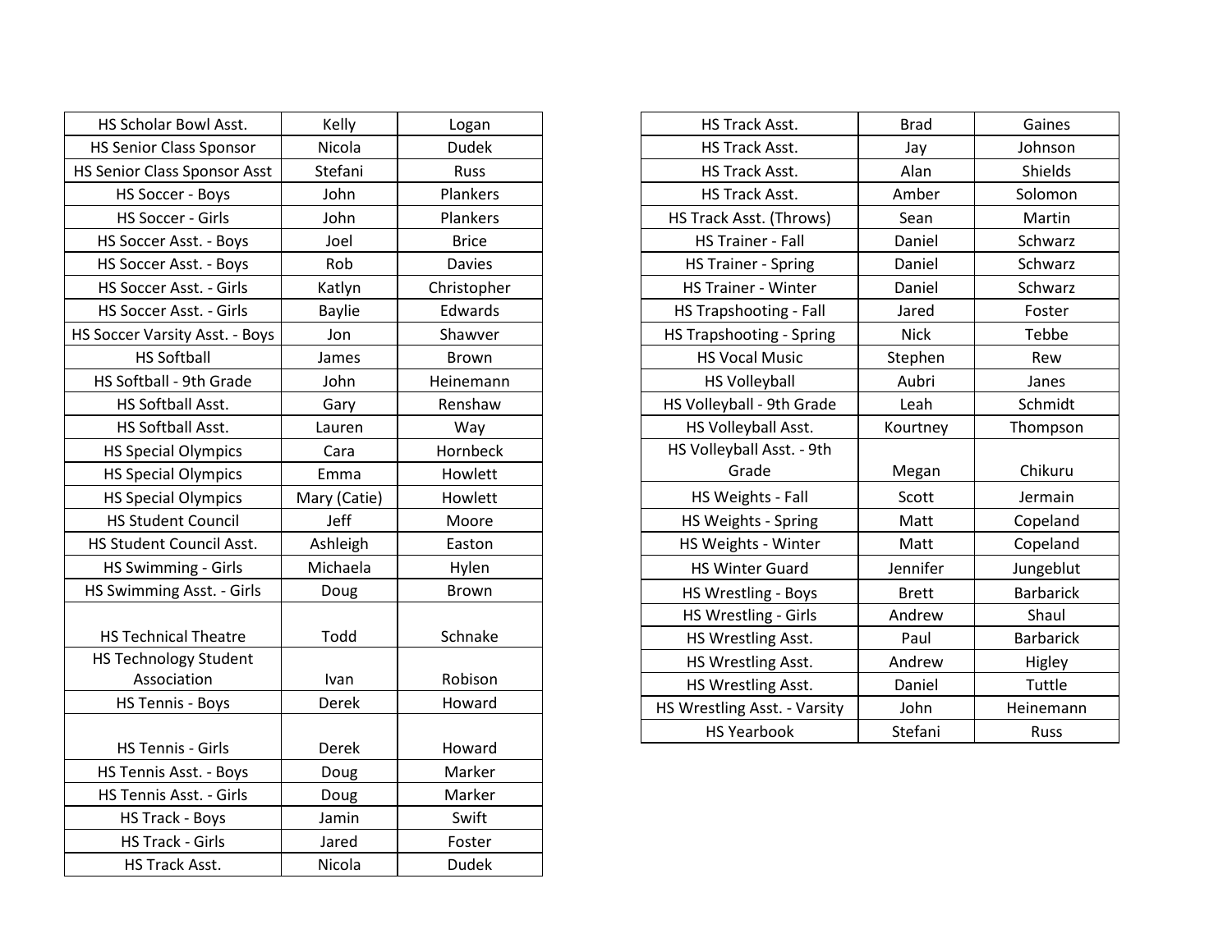| | | |
|---|---|---|
| HS Scholar Bowl Asst. | Kelly | Logan |
| HS Senior Class Sponsor | Nicola | Dudek |
| HS Senior Class Sponsor Asst | Stefani | Russ |
| HS Soccer - Boys | John | Plankers |
| HS Soccer - Girls | John | Plankers |
| HS Soccer Asst. - Boys | Joel | Brice |
| HS Soccer Asst. - Boys | Rob | Davies |
| HS Soccer Asst. - Girls | Katlyn | Christopher |
| HS Soccer Asst. - Girls | Baylie | Edwards |
| HS Soccer Varsity Asst. - Boys | Jon | Shawver |
| HS Softball | James | Brown |
| HS Softball - 9th Grade | John | Heinemann |
| HS Softball Asst. | Gary | Renshaw |
| HS Softball Asst. | Lauren | Way |
| HS Special Olympics | Cara | Hornbeck |
| HS Special Olympics | Emma | Howlett |
| HS Special Olympics | Mary (Catie) | Howlett |
| HS Student Council | Jeff | Moore |
| HS Student Council Asst. | Ashleigh | Easton |
| HS Swimming - Girls | Michaela | Hylen |
| HS Swimming Asst. - Girls | Doug | Brown |
| HS Technical Theatre | Todd | Schnake |
| HS Technology Student Association | Ivan | Robison |
| HS Tennis - Boys | Derek | Howard |
| HS Tennis - Girls | Derek | Howard |
| HS Tennis Asst. - Boys | Doug | Marker |
| HS Tennis Asst. - Girls | Doug | Marker |
| HS Track - Boys | Jamin | Swift |
| HS Track - Girls | Jared | Foster |
| HS Track Asst. | Nicola | Dudek |
| HS Track Asst. | Brad | Gaines |
| HS Track Asst. | Jay | Johnson |
| HS Track Asst. | Alan | Shields |
| HS Track Asst. | Amber | Solomon |
| HS Track Asst. (Throws) | Sean | Martin |
| HS Trainer - Fall | Daniel | Schwarz |
| HS Trainer - Spring | Daniel | Schwarz |
| HS Trainer - Winter | Daniel | Schwarz |
| HS Trapshooting - Fall | Jared | Foster |
| HS Trapshooting - Spring | Nick | Tebbe |
| HS Vocal Music | Stephen | Rew |
| HS Volleyball | Aubri | Janes |
| HS Volleyball - 9th Grade | Leah | Schmidt |
| HS Volleyball Asst. | Kourtney | Thompson |
| HS Volleyball Asst. - 9th Grade | Megan | Chikuru |
| HS Weights - Fall | Scott | Jermain |
| HS Weights - Spring | Matt | Copeland |
| HS Weights - Winter | Matt | Copeland |
| HS Winter Guard | Jennifer | Jungeblut |
| HS Wrestling - Boys | Brett | Barbarick |
| HS Wrestling - Girls | Andrew | Shaul |
| HS Wrestling Asst. | Paul | Barbarick |
| HS Wrestling Asst. | Andrew | Higley |
| HS Wrestling Asst. | Daniel | Tuttle |
| HS Wrestling Asst. - Varsity | John | Heinemann |
| HS Yearbook | Stefani | Russ |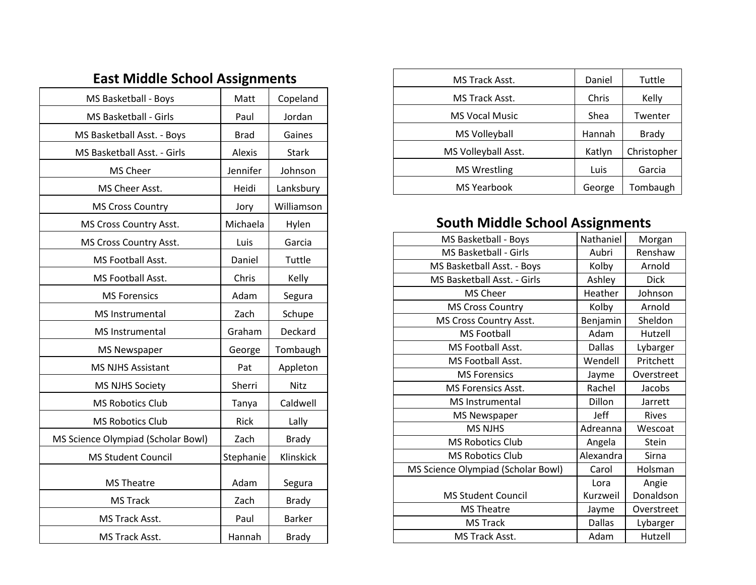## East Middle School Assignments

| | | |
|---|---|---|
| MS Basketball - Boys | Matt | Copeland |
| MS Basketball - Girls | Paul | Jordan |
| MS Basketball Asst. - Boys | Brad | Gaines |
| MS Basketball Asst. - Girls | Alexis | Stark |
| MS Cheer | Jennifer | Johnson |
| MS Cheer Asst. | Heidi | Lanksbury |
| MS Cross Country | Jory | Williamson |
| MS Cross Country Asst. | Michaela | Hylen |
| MS Cross Country Asst. | Luis | Garcia |
| MS Football Asst. | Daniel | Tuttle |
| MS Football Asst. | Chris | Kelly |
| MS Forensics | Adam | Segura |
| MS Instrumental | Zach | Schupe |
| MS Instrumental | Graham | Deckard |
| MS Newspaper | George | Tombaugh |
| MS NJHS Assistant | Pat | Appleton |
| MS NJHS Society | Sherri | Nitz |
| MS Robotics Club | Tanya | Caldwell |
| MS Robotics Club | Rick | Lally |
| MS Science Olympiad (Scholar Bowl) | Zach | Brady |
| MS Student Council | Stephanie | Klinskick |
| MS Theatre | Adam | Segura |
| MS Track | Zach | Brady |
| MS Track Asst. | Paul | Barker |
| MS Track Asst. | Hannah | Brady |
| MS Track Asst. | Daniel | Tuttle |
| MS Track Asst. | Chris | Kelly |
| MS Vocal Music | Shea | Twenter |
| MS Volleyball | Hannah | Brady |
| MS Volleyball Asst. | Katlyn | Christopher |
| MS Wrestling | Luis | Garcia |
| MS Yearbook | George | Tombaugh |

## South Middle School Assignments

| | | |
|---|---|---|
| MS Basketball - Boys | Nathaniel | Morgan |
| MS Basketball - Girls | Aubri | Renshaw |
| MS Basketball Asst. - Boys | Kolby | Arnold |
| MS Basketball Asst. - Girls | Ashley | Dick |
| MS Cheer | Heather | Johnson |
| MS Cross Country | Kolby | Arnold |
| MS Cross Country Asst. | Benjamin | Sheldon |
| MS Football | Adam | Hutzell |
| MS Football Asst. | Dallas | Lybarger |
| MS Football Asst. | Wendell | Pritchett |
| MS Forensics | Jayme | Overstreet |
| MS Forensics Asst. | Rachel | Jacobs |
| MS Instrumental | Dillon | Jarrett |
| MS Newspaper | Jeff | Rives |
| MS NJHS | Adreanna | Wescoat |
| MS Robotics Club | Angela | Stein |
| MS Robotics Club | Alexandra | Sirna |
| MS Science Olympiad (Scholar Bowl) | Carol | Holsman |
| MS Student Council | Lora Kurzweil | Angie Donaldson |
| MS Theatre | Jayme | Overstreet |
| MS Track | Dallas | Lybarger |
| MS Track Asst. | Adam | Hutzell |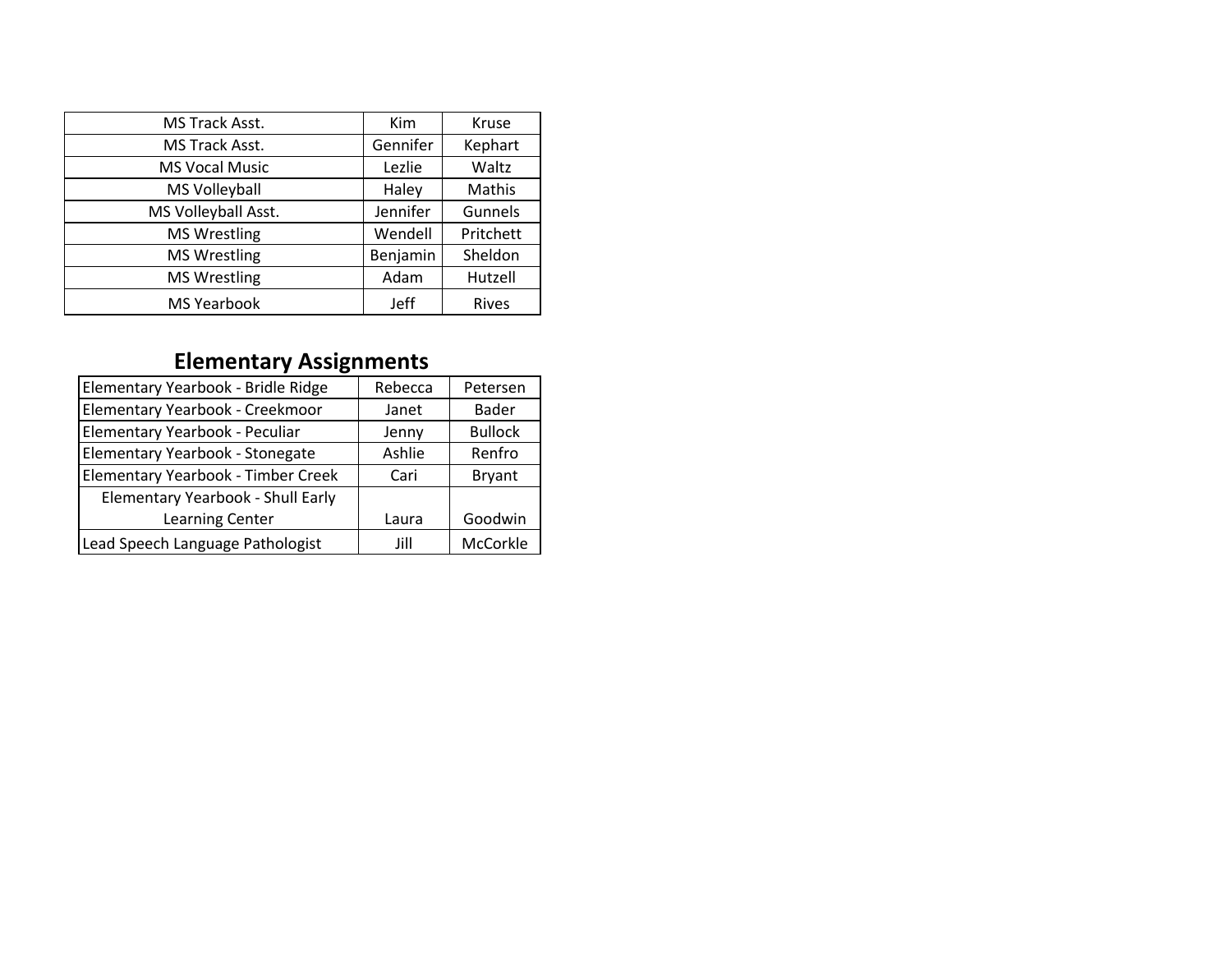| | | |
|---|---|---|
| MS Track Asst. | Kim | Kruse |
| MS Track Asst. | Gennifer | Kephart |
| MS Vocal Music | Lezlie | Waltz |
| MS Volleyball | Haley | Mathis |
| MS Volleyball Asst. | Jennifer | Gunnels |
| MS Wrestling | Wendell | Pritchett |
| MS Wrestling | Benjamin | Sheldon |
| MS Wrestling | Adam | Hutzell |
| MS Yearbook | Jeff | Rives |

## Elementary Assignments

| | | |
|---|---|---|
| Elementary Yearbook - Bridle Ridge | Rebecca | Petersen |
| Elementary Yearbook - Creekmoor | Janet | Bader |
| Elementary Yearbook - Peculiar | Jenny | Bullock |
| Elementary Yearbook - Stonegate | Ashlie | Renfro |
| Elementary Yearbook - Timber Creek | Cari | Bryant |
| Elementary Yearbook - Shull Early Learning Center | Laura | Goodwin |
| Lead Speech Language Pathologist | Jill | McCorkle |